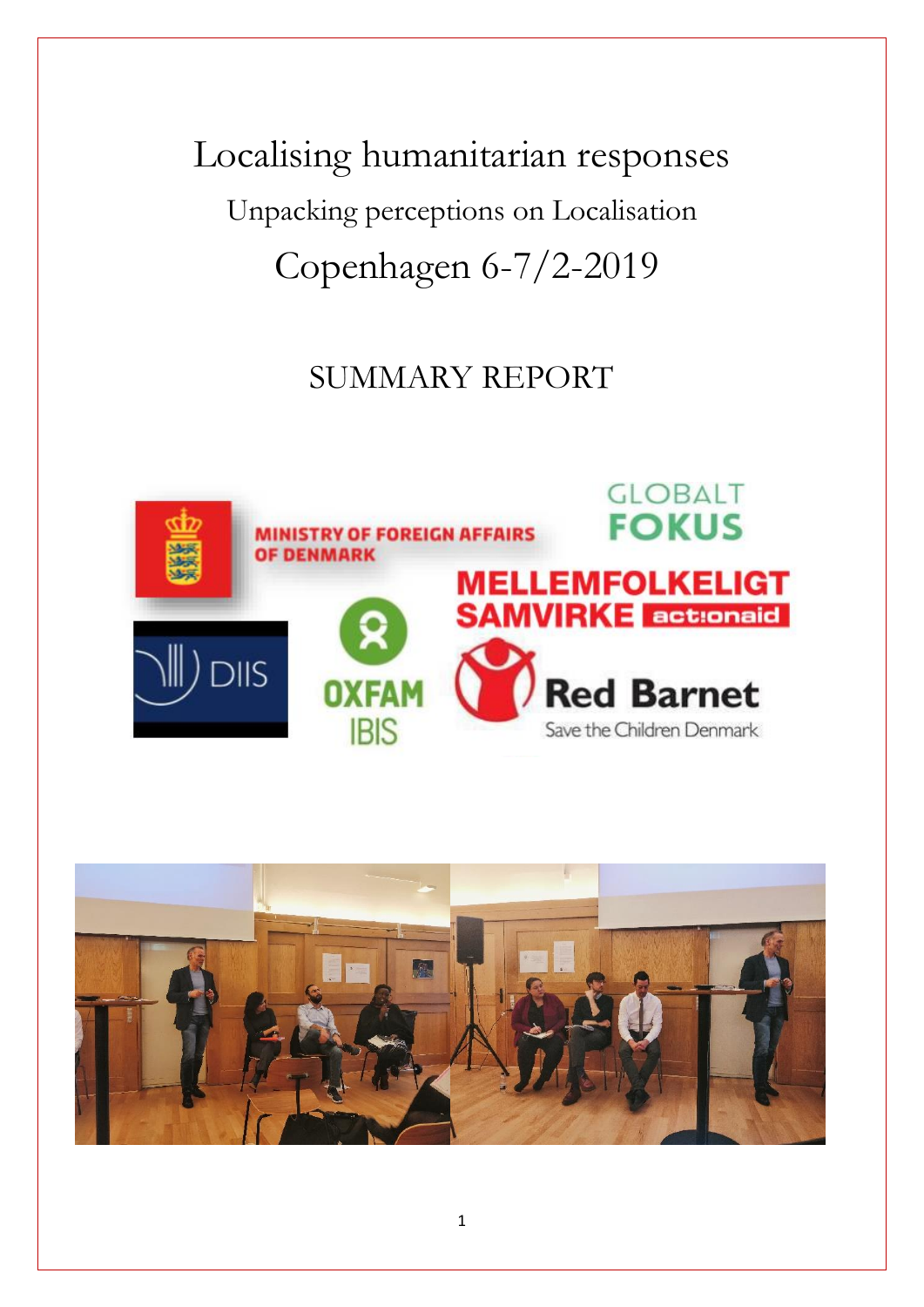# Localising humanitarian responses

## Unpacking perceptions on Localisation

## Copenhagen 6-7/2-2019

## SUMMARY REPORT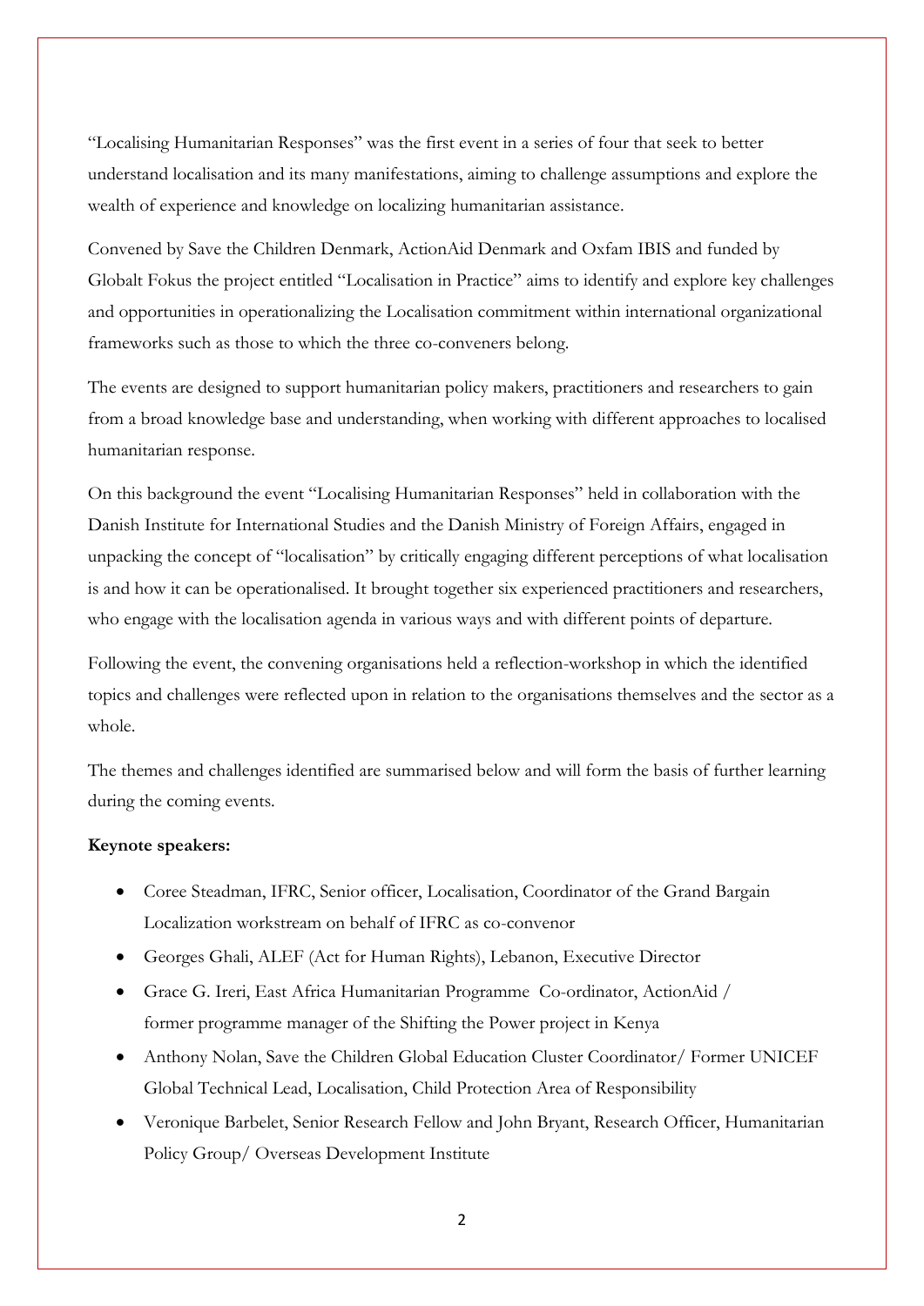"Localising Humanitarian Responses" was the first event in a series of four that seek to better understand localisation and its many manifestations, aiming to challenge assumptions and explore the wealth of experience and knowledge on localizing humanitarian assistance.

Convened by Save the Children Denmark, ActionAid Denmark and Oxfam IBIS and funded by Globalt Fokus the project entitled "Localisation in Practice" aims to identify and explore key challenges and opportunities in operationalizing the Localisation commitment within international organizational frameworks such as those to which the three co-conveners belong.

The events are designed to support humanitarian policy makers, practitioners and researchers to gain from a broad knowledge base and understanding, when working with different approaches to localised humanitarian response.

On this background the event "Localising Humanitarian Responses" held in collaboration with the Danish Institute for International Studies and the Danish Ministry of Foreign Affairs, engaged in unpacking the concept of "localisation" by critically engaging different perceptions of what localisation is and how it can be operationalised. It brought together six experienced practitioners and researchers, who engage with the localisation agenda in various ways and with different points of departure.

Following the event, the convening organisations held a reflection-workshop in which the identified topics and challenges were reflected upon in relation to the organisations themselves and the sector as a whole.

The themes and challenges identified are summarised below and will form the basis of further learning during the coming events.

**Keynote speakers:**

- Coree Steadman, IFRC, Senior officer, Localisation, Coordinator of the Grand Bargain Localization workstream on behalf of IFRC as co-convenor
- Georges Ghali, ALEF (Act for Human Rights), Lebanon, Executive Director
- Grace G. Ireri, East Africa Humanitarian Programme Co-ordinator, ActionAid / former programme manager of the Shifting the Power project in Kenya
- Anthony Nolan, Save the Children Global Education Cluster Coordinator/ Former UNICEF Global Technical Lead, Localisation, Child Protection Area of Responsibility
- Veronique Barbelet, Senior Research Fellow and John Bryant, Research Officer, Humanitarian Policy Group/ Overseas Development Institute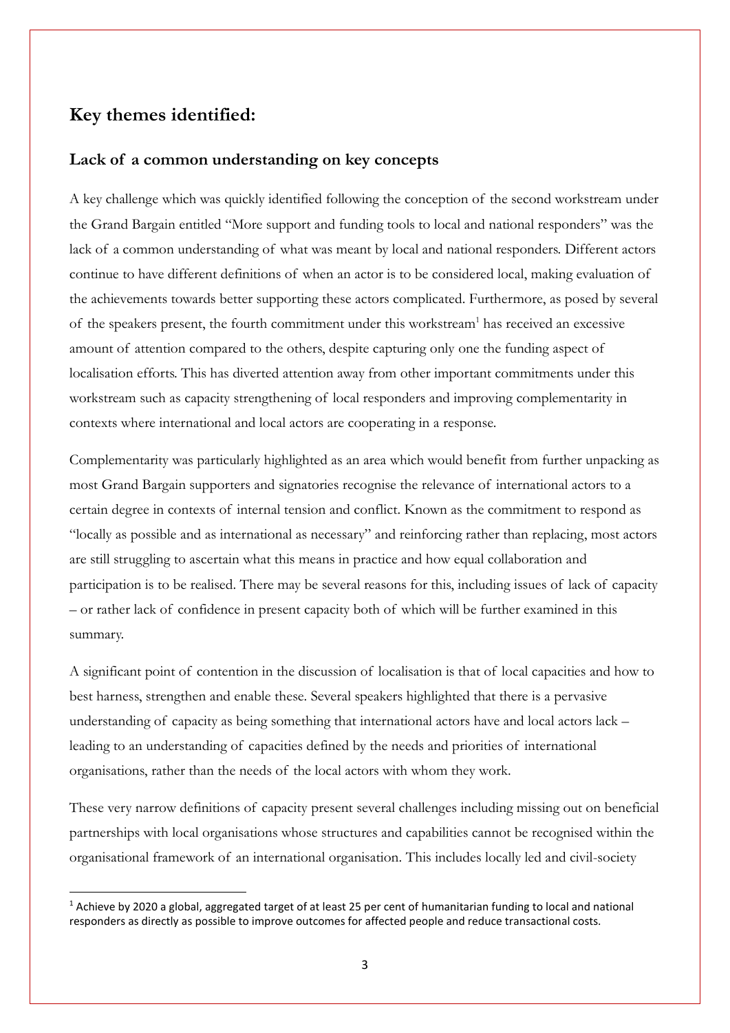## Key themes identified:

### Lack of a common understanding on key concepts

A key challenge which was quickly identified following the conception of the second workstream under the Grand Bargain entitled "More support and funding tools to local and national responders" was the lack of a common understanding of what was meant by local and national responders. Different actors continue to have different definitions of when an actor is to be considered local, making evaluation of the achievements towards better supporting these actors complicated. Furthermore, as posed by several of the speakers present, the fourth commitment under this workstream[1] has received an excessive amount of attention compared to the others, despite capturing only one the funding aspect of localisation efforts. This has diverted attention away from other important commitments under this workstream such as capacity strengthening of local responders and improving complementarity in contexts where international and local actors are cooperating in a response.

Complementarity was particularly highlighted as an area which would benefit from further unpacking as most Grand Bargain supporters and signatories recognise the relevance of international actors to a certain degree in contexts of internal tension and conflict. Known as the commitment to respond as "locally as possible and as international as necessary" and reinforcing rather than replacing, most actors are still struggling to ascertain what this means in practice and how equal collaboration and participation is to be realised. There may be several reasons for this, including issues of lack of capacity – or rather lack of confidence in present capacity both of which will be further examined in this summary.

A significant point of contention in the discussion of localisation is that of local capacities and how to best harness, strengthen and enable these. Several speakers highlighted that there is a pervasive understanding of capacity as being something that international actors have and local actors lack – leading to an understanding of capacities defined by the needs and priorities of international organisations, rather than the needs of the local actors with whom they work.

These very narrow definitions of capacity present several challenges including missing out on beneficial partnerships with local organisations whose structures and capabilities cannot be recognised within the organisational framework of an international organisation. This includes locally led and civil-society

[1] Achieve by 2020 a global, aggregated target of at least 25 per cent of humanitarian funding to local and national responders as directly as possible to improve outcomes for affected people and reduce transactional costs.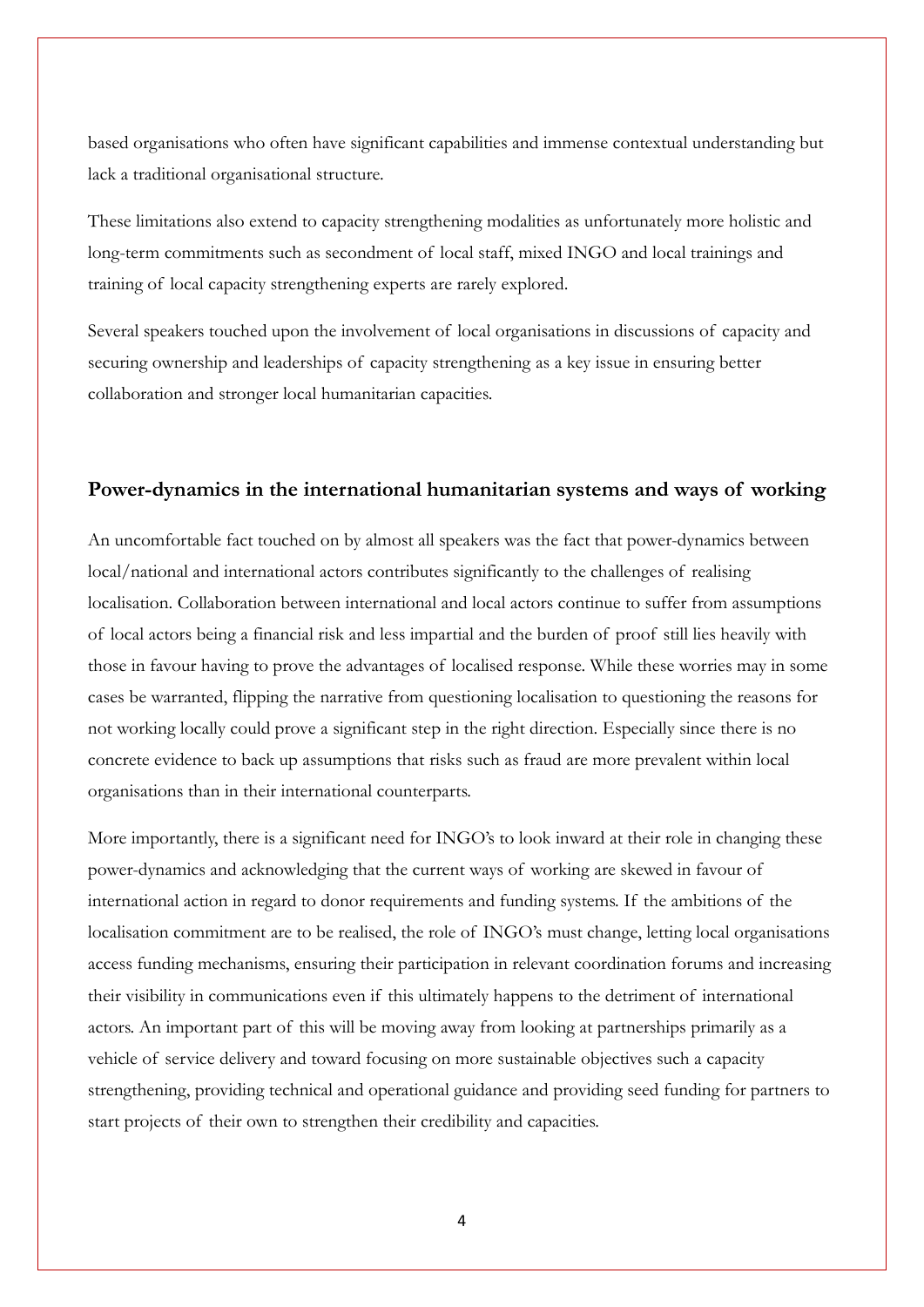based organisations who often have significant capabilities and immense contextual understanding but lack a traditional organisational structure.

These limitations also extend to capacity strengthening modalities as unfortunately more holistic and long-term commitments such as secondment of local staff, mixed INGO and local trainings and training of local capacity strengthening experts are rarely explored.

Several speakers touched upon the involvement of local organisations in discussions of capacity and securing ownership and leaderships of capacity strengthening as a key issue in ensuring better collaboration and stronger local humanitarian capacities.

## Power-dynamics in the international humanitarian systems and ways of working

An uncomfortable fact touched on by almost all speakers was the fact that power-dynamics between local/national and international actors contributes significantly to the challenges of realising localisation. Collaboration between international and local actors continue to suffer from assumptions of local actors being a financial risk and less impartial and the burden of proof still lies heavily with those in favour having to prove the advantages of localised response. While these worries may in some cases be warranted, flipping the narrative from questioning localisation to questioning the reasons for not working locally could prove a significant step in the right direction. Especially since there is no concrete evidence to back up assumptions that risks such as fraud are more prevalent within local organisations than in their international counterparts.

More importantly, there is a significant need for INGO's to look inward at their role in changing these power-dynamics and acknowledging that the current ways of working are skewed in favour of international action in regard to donor requirements and funding systems. If the ambitions of the localisation commitment are to be realised, the role of INGO's must change, letting local organisations access funding mechanisms, ensuring their participation in relevant coordination forums and increasing their visibility in communications even if this ultimately happens to the detriment of international actors. An important part of this will be moving away from looking at partnerships primarily as a vehicle of service delivery and toward focusing on more sustainable objectives such a capacity strengthening, providing technical and operational guidance and providing seed funding for partners to start projects of their own to strengthen their credibility and capacities.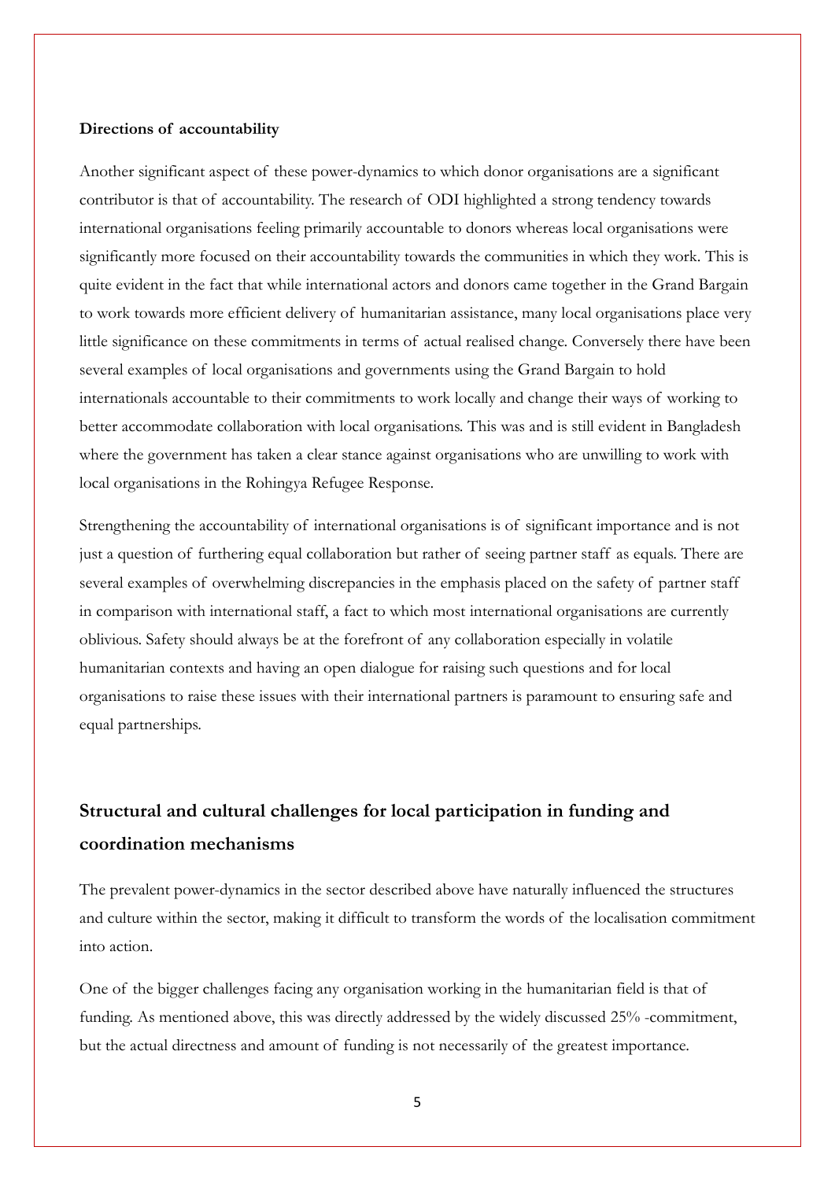**Directions of accountability**

Another significant aspect of these power-dynamics to which donor organisations are a significant contributor is that of accountability. The research of ODI highlighted a strong tendency towards international organisations feeling primarily accountable to donors whereas local organisations were significantly more focused on their accountability towards the communities in which they work. This is quite evident in the fact that while international actors and donors came together in the Grand Bargain to work towards more efficient delivery of humanitarian assistance, many local organisations place very little significance on these commitments in terms of actual realised change. Conversely there have been several examples of local organisations and governments using the Grand Bargain to hold internationals accountable to their commitments to work locally and change their ways of working to better accommodate collaboration with local organisations. This was and is still evident in Bangladesh where the government has taken a clear stance against organisations who are unwilling to work with local organisations in the Rohingya Refugee Response.

Strengthening the accountability of international organisations is of significant importance and is not just a question of furthering equal collaboration but rather of seeing partner staff as equals. There are several examples of overwhelming discrepancies in the emphasis placed on the safety of partner staff in comparison with international staff, a fact to which most international organisations are currently oblivious. Safety should always be at the forefront of any collaboration especially in volatile humanitarian contexts and having an open dialogue for raising such questions and for local organisations to raise these issues with their international partners is paramount to ensuring safe and equal partnerships.

## Structural and cultural challenges for local participation in funding and coordination mechanisms

The prevalent power-dynamics in the sector described above have naturally influenced the structures and culture within the sector, making it difficult to transform the words of the localisation commitment into action.

One of the bigger challenges facing any organisation working in the humanitarian field is that of funding. As mentioned above, this was directly addressed by the widely discussed 25% -commitment, but the actual directness and amount of funding is not necessarily of the greatest importance.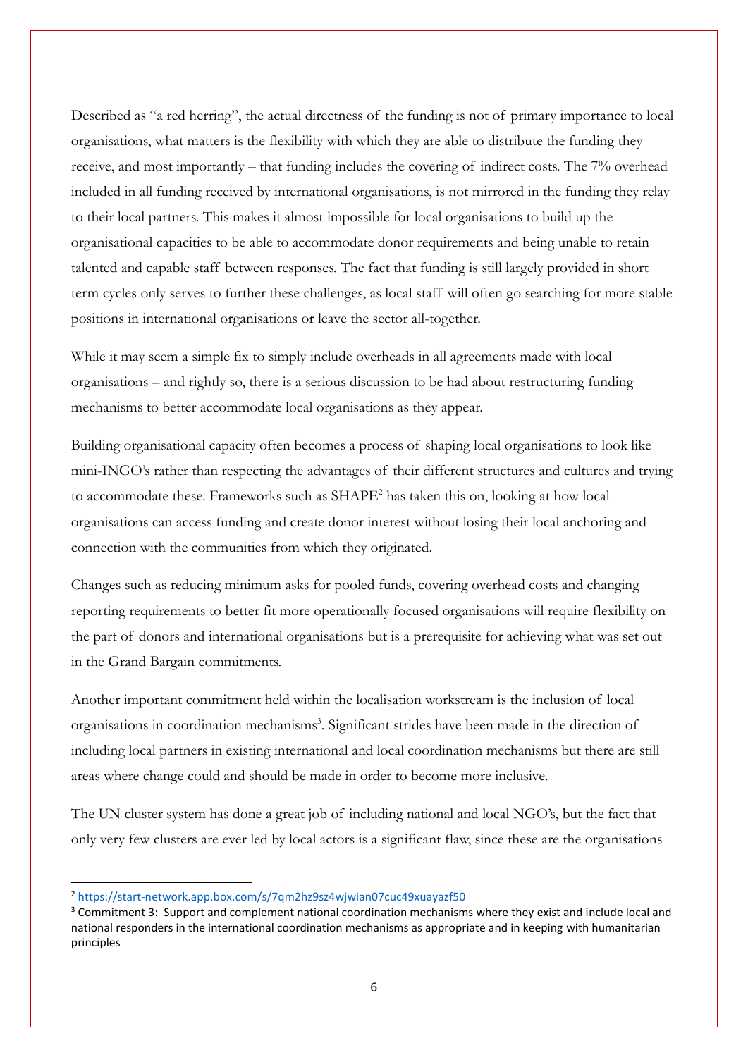Described as "a red herring", the actual directness of the funding is not of primary importance to local organisations, what matters is the flexibility with which they are able to distribute the funding they receive, and most importantly – that funding includes the covering of indirect costs. The 7% overhead included in all funding received by international organisations, is not mirrored in the funding they relay to their local partners. This makes it almost impossible for local organisations to build up the organisational capacities to be able to accommodate donor requirements and being unable to retain talented and capable staff between responses. The fact that funding is still largely provided in short term cycles only serves to further these challenges, as local staff will often go searching for more stable positions in international organisations or leave the sector all-together.

While it may seem a simple fix to simply include overheads in all agreements made with local organisations – and rightly so, there is a serious discussion to be had about restructuring funding mechanisms to better accommodate local organisations as they appear.

Building organisational capacity often becomes a process of shaping local organisations to look like mini-INGO's rather than respecting the advantages of their different structures and cultures and trying to accommodate these. Frameworks such as SHAPE[2] has taken this on, looking at how local organisations can access funding and create donor interest without losing their local anchoring and connection with the communities from which they originated.

Changes such as reducing minimum asks for pooled funds, covering overhead costs and changing reporting requirements to better fit more operationally focused organisations will require flexibility on the part of donors and international organisations but is a prerequisite for achieving what was set out in the Grand Bargain commitments.

Another important commitment held within the localisation workstream is the inclusion of local organisations in coordination mechanisms[3]. Significant strides have been made in the direction of including local partners in existing international and local coordination mechanisms but there are still areas where change could and should be made in order to become more inclusive.

The UN cluster system has done a great job of including national and local NGO's, but the fact that only very few clusters are ever led by local actors is a significant flaw, since these are the organisations

[2] https://start-network.app.box.com/s/7qm2hz9sz4wjwian07cuc49xuayazf50

[3] Commitment 3: Support and complement national coordination mechanisms where they exist and include local and national responders in the international coordination mechanisms as appropriate and in keeping with humanitarian principles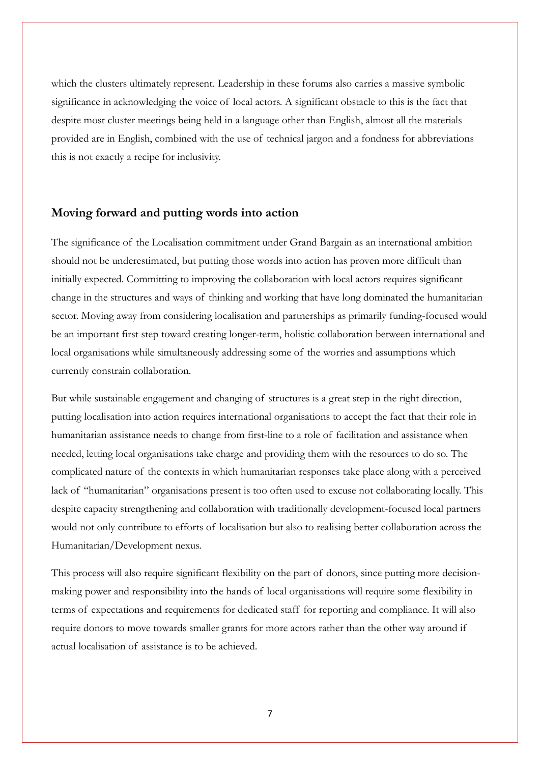which the clusters ultimately represent. Leadership in these forums also carries a massive symbolic significance in acknowledging the voice of local actors. A significant obstacle to this is the fact that despite most cluster meetings being held in a language other than English, almost all the materials provided are in English, combined with the use of technical jargon and a fondness for abbreviations this is not exactly a recipe for inclusivity.

## Moving forward and putting words into action

The significance of the Localisation commitment under Grand Bargain as an international ambition should not be underestimated, but putting those words into action has proven more difficult than initially expected. Committing to improving the collaboration with local actors requires significant change in the structures and ways of thinking and working that have long dominated the humanitarian sector. Moving away from considering localisation and partnerships as primarily funding-focused would be an important first step toward creating longer-term, holistic collaboration between international and local organisations while simultaneously addressing some of the worries and assumptions which currently constrain collaboration.

But while sustainable engagement and changing of structures is a great step in the right direction, putting localisation into action requires international organisations to accept the fact that their role in humanitarian assistance needs to change from first-line to a role of facilitation and assistance when needed, letting local organisations take charge and providing them with the resources to do so. The complicated nature of the contexts in which humanitarian responses take place along with a perceived lack of "humanitarian" organisations present is too often used to excuse not collaborating locally. This despite capacity strengthening and collaboration with traditionally development-focused local partners would not only contribute to efforts of localisation but also to realising better collaboration across the Humanitarian/Development nexus.

This process will also require significant flexibility on the part of donors, since putting more decision-making power and responsibility into the hands of local organisations will require some flexibility in terms of expectations and requirements for dedicated staff for reporting and compliance. It will also require donors to move towards smaller grants for more actors rather than the other way around if actual localisation of assistance is to be achieved.